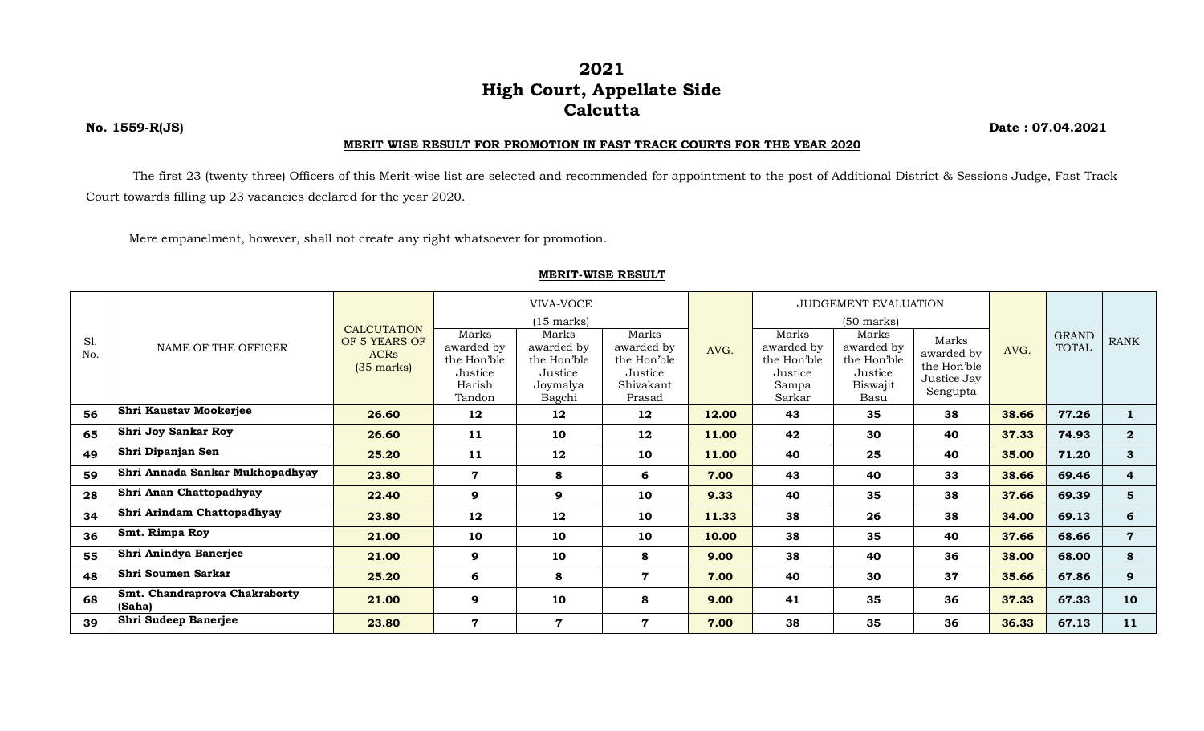# 2021
# High Court, Appellate Side
# Calcutta

**No. 1559-R(JS)** **Date : 07.04.2021**

**MERIT WISE RESULT FOR PROMOTION IN FAST TRACK COURTS FOR THE YEAR 2020**

The first 23 (twenty three) Officers of this Merit-wise list are selected and recommended for appointment to the post of Additional District & Sessions Judge, Fast Track Court towards filling up 23 vacancies declared for the year 2020.

Mere empanelment, however, shall not create any right whatsoever for promotion.

**MERIT-WISE RESULT**

| Sl. No. | NAME OF THE OFFICER | CALCUTATION OF 5 YEARS OF ACRs (35 marks) | VIVA-VOCE (15 marks) | | | AVG. | JUDGEMENT EVALUATION (50 marks) | | | AVG. | GRAND TOTAL | RANK |
|---|---|---|---|---|---|---|---|---|---|---|---|---|
| | | | Marks awarded by the Hon'ble Justice Harish Tandon | Marks awarded by the Hon'ble Justice Joymalya Bagchi | Marks awarded by the Hon'ble Justice Shivakant Prasad | | Marks awarded by the Hon'ble Justice Sampa Sarkar | Marks awarded by the Hon'ble Justice Biswajit Basu | Marks awarded by the Hon'ble Justice Jay Sengupta | | | |
| **56** | **Shri Kaustav Mookerjee** | **26.60** | **12** | **12** | **12** | **12.00** | **43** | **35** | **38** | **38.66** | **77.26** | **1** |
| **65** | **Shri Joy Sankar Roy** | **26.60** | **11** | **10** | **12** | **11.00** | **42** | **30** | **40** | **37.33** | **74.93** | **2** |
| **49** | **Shri Dipanjan Sen** | **25.20** | **11** | **12** | **10** | **11.00** | **40** | **25** | **40** | **35.00** | **71.20** | **3** |
| **59** | **Shri Annada Sankar Mukhopadhyay** | **23.80** | **7** | **8** | **6** | **7.00** | **43** | **40** | **33** | **38.66** | **69.46** | **4** |
| **28** | **Shri Anan Chattopadhyay** | **22.40** | **9** | **9** | **10** | **9.33** | **40** | **35** | **38** | **37.66** | **69.39** | **5** |
| **34** | **Shri Arindam Chattopadhyay** | **23.80** | **12** | **12** | **10** | **11.33** | **38** | **26** | **38** | **34.00** | **69.13** | **6** |
| **36** | **Smt. Rimpa Roy** | **21.00** | **10** | **10** | **10** | **10.00** | **38** | **35** | **40** | **37.66** | **68.66** | **7** |
| **55** | **Shri Anindya Banerjee** | **21.00** | **9** | **10** | **8** | **9.00** | **38** | **40** | **36** | **38.00** | **68.00** | **8** |
| **48** | **Shri Soumen Sarkar** | **25.20** | **6** | **8** | **7** | **7.00** | **40** | **30** | **37** | **35.66** | **67.86** | **9** |
| **68** | **Smt. Chandraprova Chakraborty (Saha)** | **21.00** | **9** | **10** | **8** | **9.00** | **41** | **35** | **36** | **37.33** | **67.33** | **10** |
| **39** | **Shri Sudeep Banerjee** | **23.80** | **7** | **7** | **7** | **7.00** | **38** | **35** | **36** | **36.33** | **67.13** | **11** |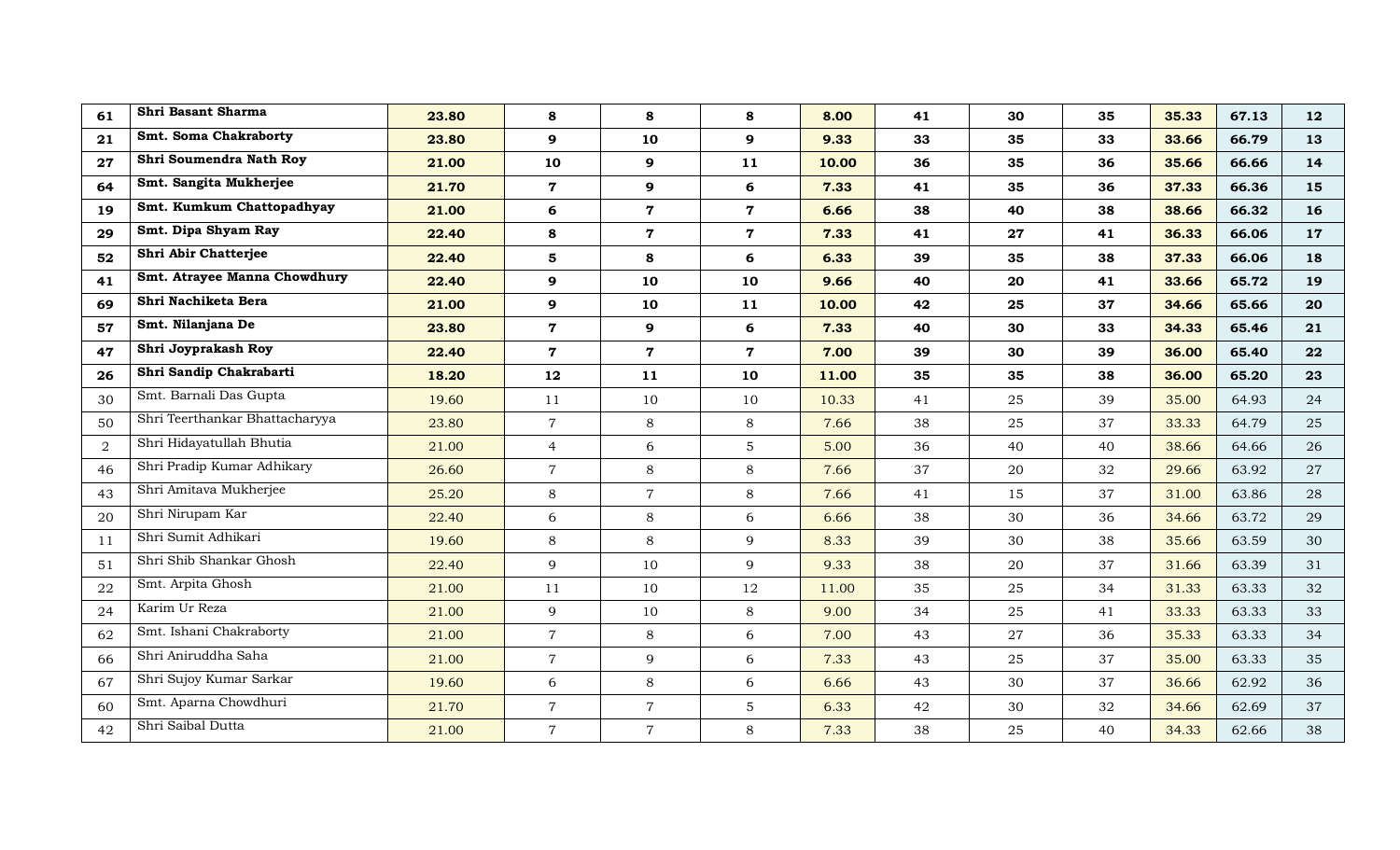| | | | | | | | | | | | | |
|---|---|---|---|---|---|---|---|---|---|---|---|---|
| **61** | **Shri Basant Sharma** | **23.80** | **8** | **8** | **8** | **8.00** | **41** | **30** | **35** | **35.33** | **67.13** | **12** |
| **21** | **Smt. Soma Chakraborty** | **23.80** | **9** | **10** | **9** | **9.33** | **33** | **35** | **33** | **33.66** | **66.79** | **13** |
| **27** | **Shri Soumendra Nath Roy** | **21.00** | **10** | **9** | **11** | **10.00** | **36** | **35** | **36** | **35.66** | **66.66** | **14** |
| **64** | **Smt. Sangita Mukherjee** | **21.70** | **7** | **9** | **6** | **7.33** | **41** | **35** | **36** | **37.33** | **66.36** | **15** |
| **19** | **Smt. Kumkum Chattopadhyay** | **21.00** | **6** | **7** | **7** | **6.66** | **38** | **40** | **38** | **38.66** | **66.32** | **16** |
| **29** | **Smt. Dipa Shyam Ray** | **22.40** | **8** | **7** | **7** | **7.33** | **41** | **27** | **41** | **36.33** | **66.06** | **17** |
| **52** | **Shri Abir Chatterjee** | **22.40** | **5** | **8** | **6** | **6.33** | **39** | **35** | **38** | **37.33** | **66.06** | **18** |
| **41** | **Smt. Atrayee Manna Chowdhury** | **22.40** | **9** | **10** | **10** | **9.66** | **40** | **20** | **41** | **33.66** | **65.72** | **19** |
| **69** | **Shri Nachiketa Bera** | **21.00** | **9** | **10** | **11** | **10.00** | **42** | **25** | **37** | **34.66** | **65.66** | **20** |
| **57** | **Smt. Nilanjana De** | **23.80** | **7** | **9** | **6** | **7.33** | **40** | **30** | **33** | **34.33** | **65.46** | **21** |
| **47** | **Shri Joyprakash Roy** | **22.40** | **7** | **7** | **7** | **7.00** | **39** | **30** | **39** | **36.00** | **65.40** | **22** |
| **26** | **Shri Sandip Chakrabarti** | **18.20** | **12** | **11** | **10** | **11.00** | **35** | **35** | **38** | **36.00** | **65.20** | **23** |
| 30 | Smt. Barnali Das Gupta | 19.60 | 11 | 10 | 10 | 10.33 | 41 | 25 | 39 | 35.00 | 64.93 | 24 |
| 50 | Shri Teerthankar Bhattacharyya | 23.80 | 7 | 8 | 8 | 7.66 | 38 | 25 | 37 | 33.33 | 64.79 | 25 |
| 2 | Shri Hidayatullah Bhutia | 21.00 | 4 | 6 | 5 | 5.00 | 36 | 40 | 40 | 38.66 | 64.66 | 26 |
| 46 | Shri Pradip Kumar Adhikary | 26.60 | 7 | 8 | 8 | 7.66 | 37 | 20 | 32 | 29.66 | 63.92 | 27 |
| 43 | Shri Amitava Mukherjee | 25.20 | 8 | 7 | 8 | 7.66 | 41 | 15 | 37 | 31.00 | 63.86 | 28 |
| 20 | Shri Nirupam Kar | 22.40 | 6 | 8 | 6 | 6.66 | 38 | 30 | 36 | 34.66 | 63.72 | 29 |
| 11 | Shri Sumit Adhikari | 19.60 | 8 | 8 | 9 | 8.33 | 39 | 30 | 38 | 35.66 | 63.59 | 30 |
| 51 | Shri Shib Shankar Ghosh | 22.40 | 9 | 10 | 9 | 9.33 | 38 | 20 | 37 | 31.66 | 63.39 | 31 |
| 22 | Smt. Arpita Ghosh | 21.00 | 11 | 10 | 12 | 11.00 | 35 | 25 | 34 | 31.33 | 63.33 | 32 |
| 24 | Karim Ur Reza | 21.00 | 9 | 10 | 8 | 9.00 | 34 | 25 | 41 | 33.33 | 63.33 | 33 |
| 62 | Smt. Ishani Chakraborty | 21.00 | 7 | 8 | 6 | 7.00 | 43 | 27 | 36 | 35.33 | 63.33 | 34 |
| 66 | Shri Aniruddha Saha | 21.00 | 7 | 9 | 6 | 7.33 | 43 | 25 | 37 | 35.00 | 63.33 | 35 |
| 67 | Shri Sujoy Kumar Sarkar | 19.60 | 6 | 8 | 6 | 6.66 | 43 | 30 | 37 | 36.66 | 62.92 | 36 |
| 60 | Smt. Aparna Chowdhuri | 21.70 | 7 | 7 | 5 | 6.33 | 42 | 30 | 32 | 34.66 | 62.69 | 37 |
| 42 | Shri Saibal Dutta | 21.00 | 7 | 7 | 8 | 7.33 | 38 | 25 | 40 | 34.33 | 62.66 | 38 |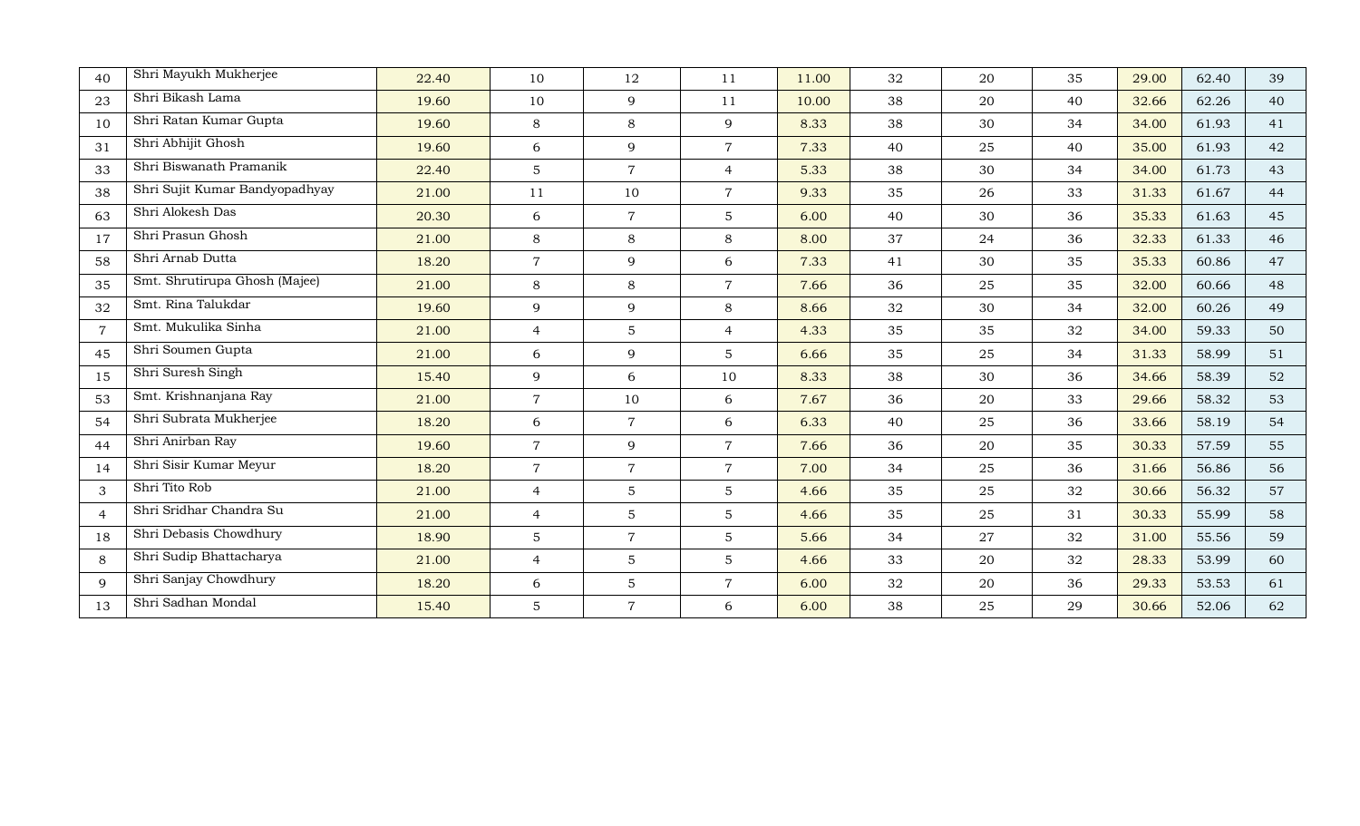| | | | | | | | | | | | | |
|---|---|---|---|---|---|---|---|---|---|---|---|---|
| 40 | Shri Mayukh Mukherjee | 22.40 | 10 | 12 | 11 | 11.00 | 32 | 20 | 35 | 29.00 | 62.40 | 39 |
| 23 | Shri Bikash Lama | 19.60 | 10 | 9 | 11 | 10.00 | 38 | 20 | 40 | 32.66 | 62.26 | 40 |
| 10 | Shri Ratan Kumar Gupta | 19.60 | 8 | 8 | 9 | 8.33 | 38 | 30 | 34 | 34.00 | 61.93 | 41 |
| 31 | Shri Abhijit Ghosh | 19.60 | 6 | 9 | 7 | 7.33 | 40 | 25 | 40 | 35.00 | 61.93 | 42 |
| 33 | Shri Biswanath Pramanik | 22.40 | 5 | 7 | 4 | 5.33 | 38 | 30 | 34 | 34.00 | 61.73 | 43 |
| 38 | Shri Sujit Kumar Bandyopadhyay | 21.00 | 11 | 10 | 7 | 9.33 | 35 | 26 | 33 | 31.33 | 61.67 | 44 |
| 63 | Shri Alokesh Das | 20.30 | 6 | 7 | 5 | 6.00 | 40 | 30 | 36 | 35.33 | 61.63 | 45 |
| 17 | Shri Prasun Ghosh | 21.00 | 8 | 8 | 8 | 8.00 | 37 | 24 | 36 | 32.33 | 61.33 | 46 |
| 58 | Shri Arnab Dutta | 18.20 | 7 | 9 | 6 | 7.33 | 41 | 30 | 35 | 35.33 | 60.86 | 47 |
| 35 | Smt. Shrutirupa Ghosh (Majee) | 21.00 | 8 | 8 | 7 | 7.66 | 36 | 25 | 35 | 32.00 | 60.66 | 48 |
| 32 | Smt. Rina Talukdar | 19.60 | 9 | 9 | 8 | 8.66 | 32 | 30 | 34 | 32.00 | 60.26 | 49 |
| 7 | Smt. Mukulika Sinha | 21.00 | 4 | 5 | 4 | 4.33 | 35 | 35 | 32 | 34.00 | 59.33 | 50 |
| 45 | Shri Soumen Gupta | 21.00 | 6 | 9 | 5 | 6.66 | 35 | 25 | 34 | 31.33 | 58.99 | 51 |
| 15 | Shri Suresh Singh | 15.40 | 9 | 6 | 10 | 8.33 | 38 | 30 | 36 | 34.66 | 58.39 | 52 |
| 53 | Smt. Krishnanjana Ray | 21.00 | 7 | 10 | 6 | 7.67 | 36 | 20 | 33 | 29.66 | 58.32 | 53 |
| 54 | Shri Subrata Mukherjee | 18.20 | 6 | 7 | 6 | 6.33 | 40 | 25 | 36 | 33.66 | 58.19 | 54 |
| 44 | Shri Anirban Ray | 19.60 | 7 | 9 | 7 | 7.66 | 36 | 20 | 35 | 30.33 | 57.59 | 55 |
| 14 | Shri Sisir Kumar Meyur | 18.20 | 7 | 7 | 7 | 7.00 | 34 | 25 | 36 | 31.66 | 56.86 | 56 |
| 3 | Shri Tito Rob | 21.00 | 4 | 5 | 5 | 4.66 | 35 | 25 | 32 | 30.66 | 56.32 | 57 |
| 4 | Shri Sridhar Chandra Su | 21.00 | 4 | 5 | 5 | 4.66 | 35 | 25 | 31 | 30.33 | 55.99 | 58 |
| 18 | Shri Debasis Chowdhury | 18.90 | 5 | 7 | 5 | 5.66 | 34 | 27 | 32 | 31.00 | 55.56 | 59 |
| 8 | Shri Sudip Bhattacharya | 21.00 | 4 | 5 | 5 | 4.66 | 33 | 20 | 32 | 28.33 | 53.99 | 60 |
| 9 | Shri Sanjay Chowdhury | 18.20 | 6 | 5 | 7 | 6.00 | 32 | 20 | 36 | 29.33 | 53.53 | 61 |
| 13 | Shri Sadhan Mondal | 15.40 | 5 | 7 | 6 | 6.00 | 38 | 25 | 29 | 30.66 | 52.06 | 62 |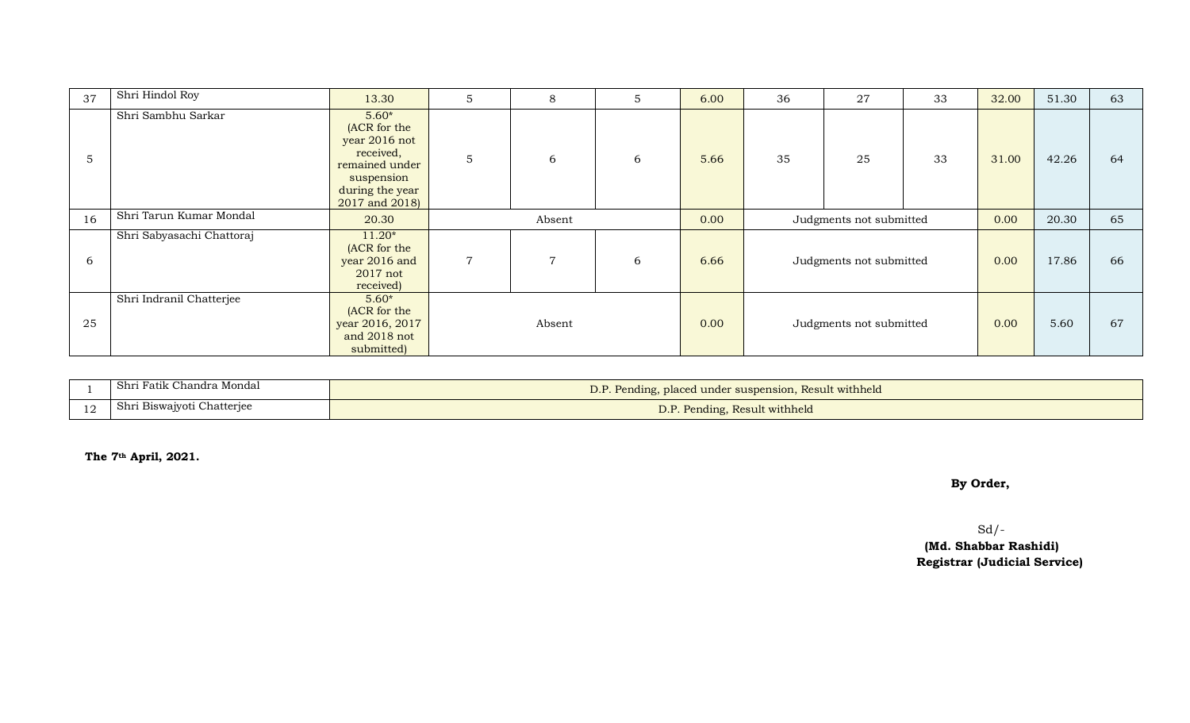| | | | | | | | | | | | | |
|---|---|---|---|---|---|---|---|---|---|---|---|---|
| 37 | Shri Hindol Roy | 13.30 | 5 | 8 | 5 | 6.00 | 36 | 27 | 33 | 32.00 | 51.30 | 63 |
| 5 | Shri Sambhu Sarkar | 5.60* (ACR for the year 2016 not received, remained under suspension during the year 2017 and 2018) | 5 | 6 | 6 | 5.66 | 35 | 25 | 33 | 31.00 | 42.26 | 64 |
| 16 | Shri Tarun Kumar Mondal | 20.30 | Absent | | | 0.00 | Judgments not submitted | | | 0.00 | 20.30 | 65 |
| 6 | Shri Sabyasachi Chattoraj | 11.20* (ACR for the year 2016 and 2017 not received) | 7 | 7 | 6 | 6.66 | Judgments not submitted | | | 0.00 | 17.86 | 66 |
| 25 | Shri Indranil Chatterjee | 5.60* (ACR for the year 2016, 2017 and 2018 not submitted) | Absent | | | 0.00 | Judgments not submitted | | | 0.00 | 5.60 | 67 |

| | | |
|---|---|---|
| 1 | Shri Fatik Chandra Mondal | D.P. Pending, placed under suspension, Result withheld |
| 12 | Shri Biswajyoti Chatterjee | D.P. Pending, Result withheld |

**The 7th April, 2021.**

**By Order,**

Sd/-

**(Md. Shabbar Rashidi)**

**Registrar (Judicial Service)**